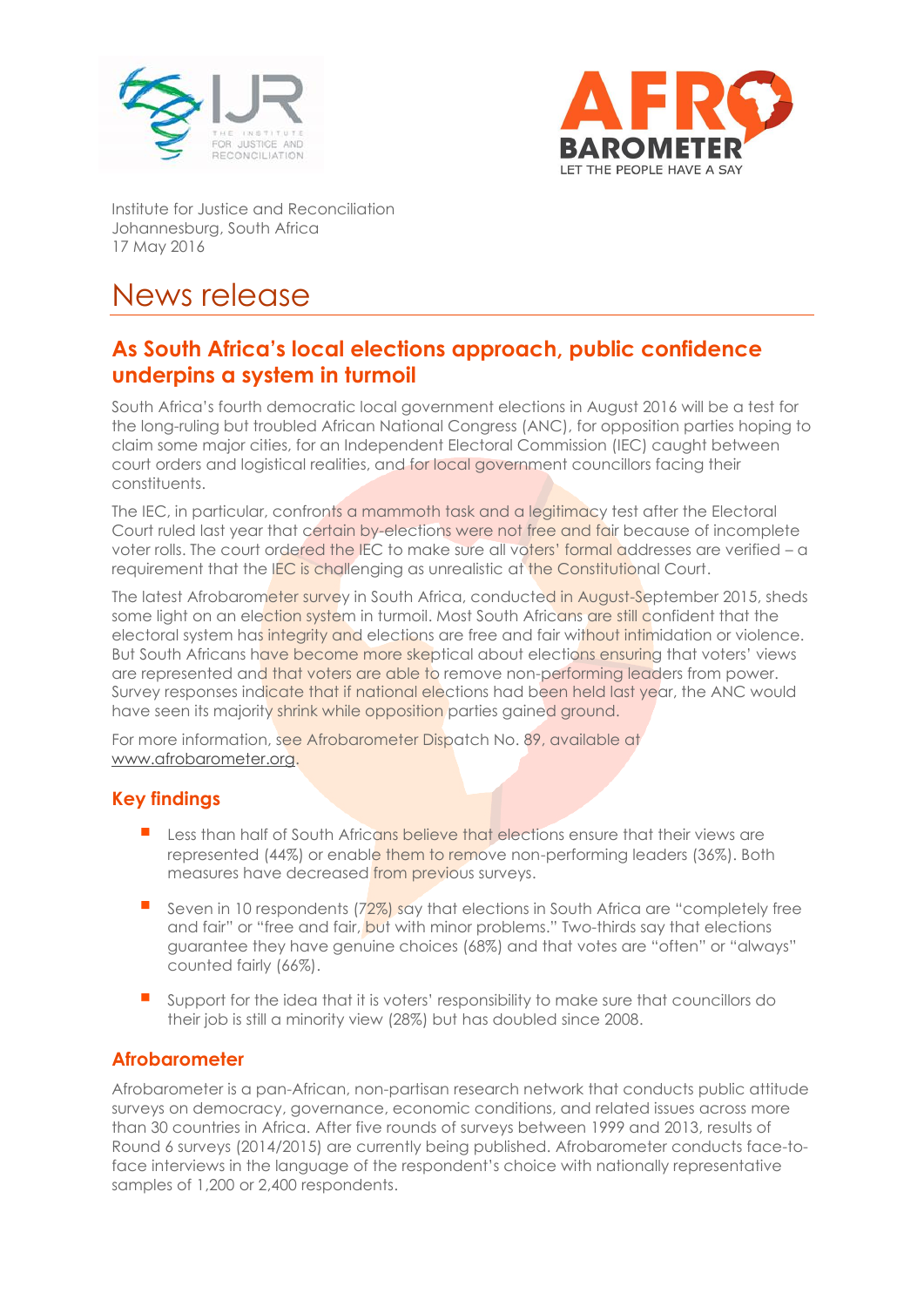Institute for Justice and Reconciliation
Johannesburg, South Africa
17 May 2016

# News release

## As South Africa's local elections approach, public confidence underpins a system in turmoil

South Africa's fourth democratic local government elections in August 2016 will be a test for the long-ruling but troubled African National Congress (ANC), for opposition parties hoping to claim some major cities, for an Independent Electoral Commission (IEC) caught between court orders and logistical realities, and for local government councillors facing their constituents.

The IEC, in particular, confronts a mammoth task and a legitimacy test after the Electoral Court ruled last year that certain by-elections were not free and fair because of incomplete voter rolls. The court ordered the IEC to make sure all voters' formal addresses are verified – a requirement that the IEC is challenging as unrealistic at the Constitutional Court.

The latest Afrobarometer survey in South Africa, conducted in August-September 2015, sheds some light on an election system in turmoil. Most South Africans are still confident that the electoral system has integrity and elections are free and fair without intimidation or violence. But South Africans have become more skeptical about elections ensuring that voters' views are represented and that voters are able to remove non-performing leaders from power. Survey responses indicate that if national elections had been held last year, the ANC would have seen its majority shrink while opposition parties gained ground.

For more information, see Afrobarometer Dispatch No. 89, available at www.afrobarometer.org.

## Key findings

- Less than half of South Africans believe that elections ensure that their views are represented (44%) or enable them to remove non-performing leaders (36%). Both measures have decreased from previous surveys.
- Seven in 10 respondents (72%) say that elections in South Africa are "completely free and fair" or "free and fair, but with minor problems." Two-thirds say that elections guarantee they have genuine choices (68%) and that votes are "often" or "always" counted fairly (66%).
- Support for the idea that it is voters' responsibility to make sure that councillors do their job is still a minority view (28%) but has doubled since 2008.

## Afrobarometer

Afrobarometer is a pan-African, non-partisan research network that conducts public attitude surveys on democracy, governance, economic conditions, and related issues across more than 30 countries in Africa. After five rounds of surveys between 1999 and 2013, results of Round 6 surveys (2014/2015) are currently being published. Afrobarometer conducts face-to-face interviews in the language of the respondent's choice with nationally representative samples of 1,200 or 2,400 respondents.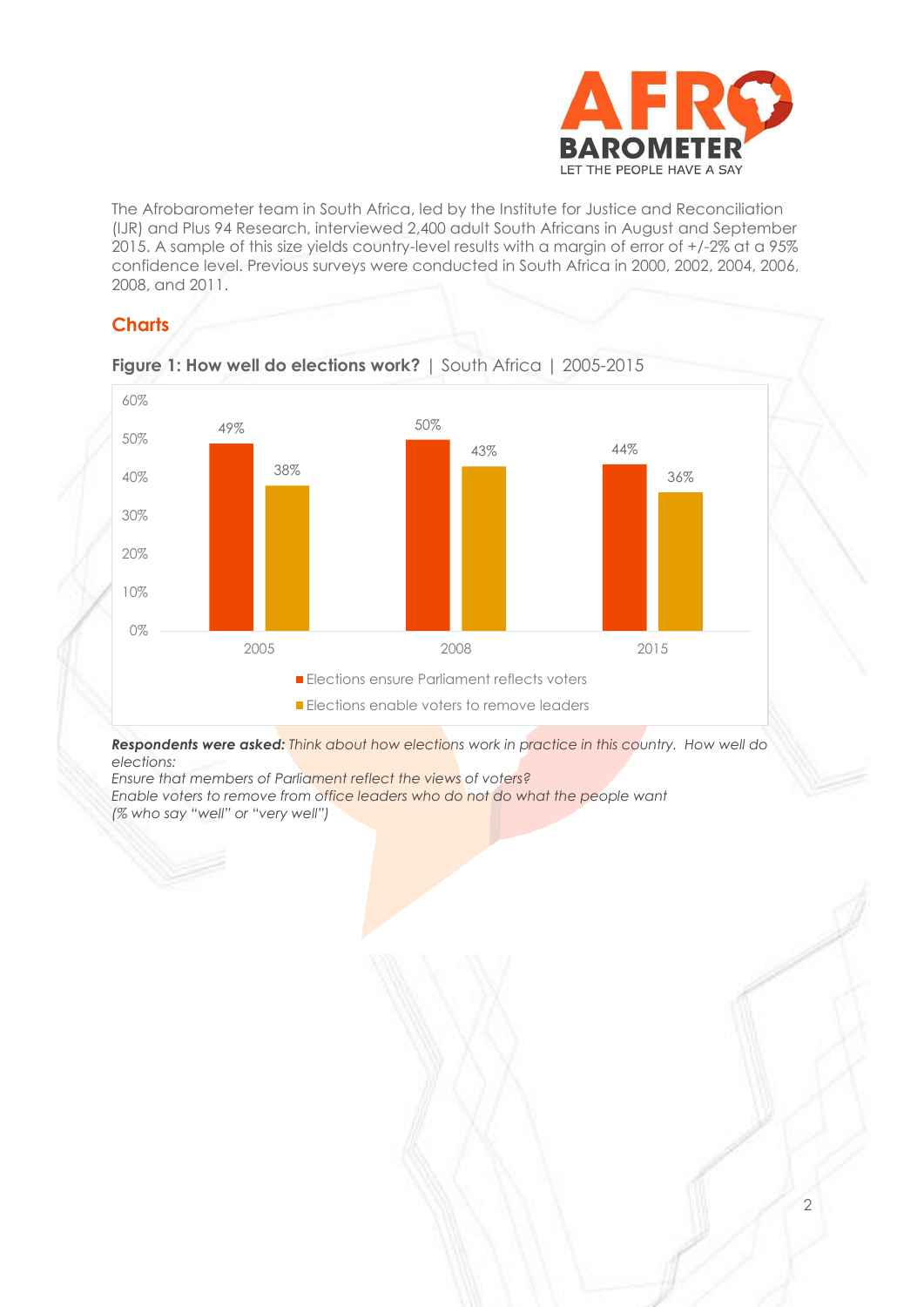The Afrobarometer team in South Africa, led by the Institute for Justice and Reconciliation (IJR) and Plus 94 Research, interviewed 2,400 adult South Africans in August and September 2015. A sample of this size yields country-level results with a margin of error of +/-2% at a 95% confidence level. Previous surveys were conducted in South Africa in 2000, 2002, 2004, 2006, 2008, and 2011.

## Charts

**Figure 1: How well do elections work?** | South Africa | 2005-2015

| Year | Elections ensure Parliament reflects voters | Elections enable voters to remove leaders |
|---|---|---|
| 2005 | 49% | 38% |
| 2008 | 50% | 43% |
| 2015 | 44% | 36% |

***Respondents were asked:*** *Think about how elections work in practice in this country. How well do elections:*
*Ensure that members of Parliament reflect the views of voters?*
*Enable voters to remove from office leaders who do not do what the people want*
*(% who say "well" or "very well")*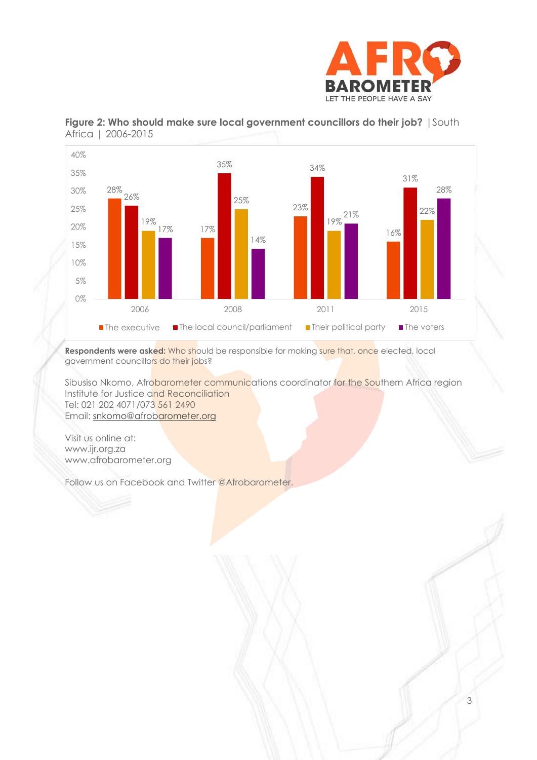**Figure 2: Who should make sure local government councillors do their job?** | South Africa | 2006-2015

40%
35%
30%
25%
20%
15%
10%
5%
0%

2006: 28% 26% 19% 17%
2008: 17% 35% 25% 14%
2011: 23% 34% 19% 21%
2015: 16% 31% 22% 28%

The executive
The local council/parliament
Their political party
The voters

**Respondents were asked:** Who should be responsible for making sure that, once elected, local government councillors do their jobs?

Sibusiso Nkomo, Afrobarometer communications coordinator for the Southern Africa region
Institute for Justice and Reconciliation
Tel: 021 202 4071/073 561 2490
Email: snkomo@afrobarometer.org

Visit us online at:
www.ijr.org.za
www.afrobarometer.org

Follow us on Facebook and Twitter @Afrobarometer.